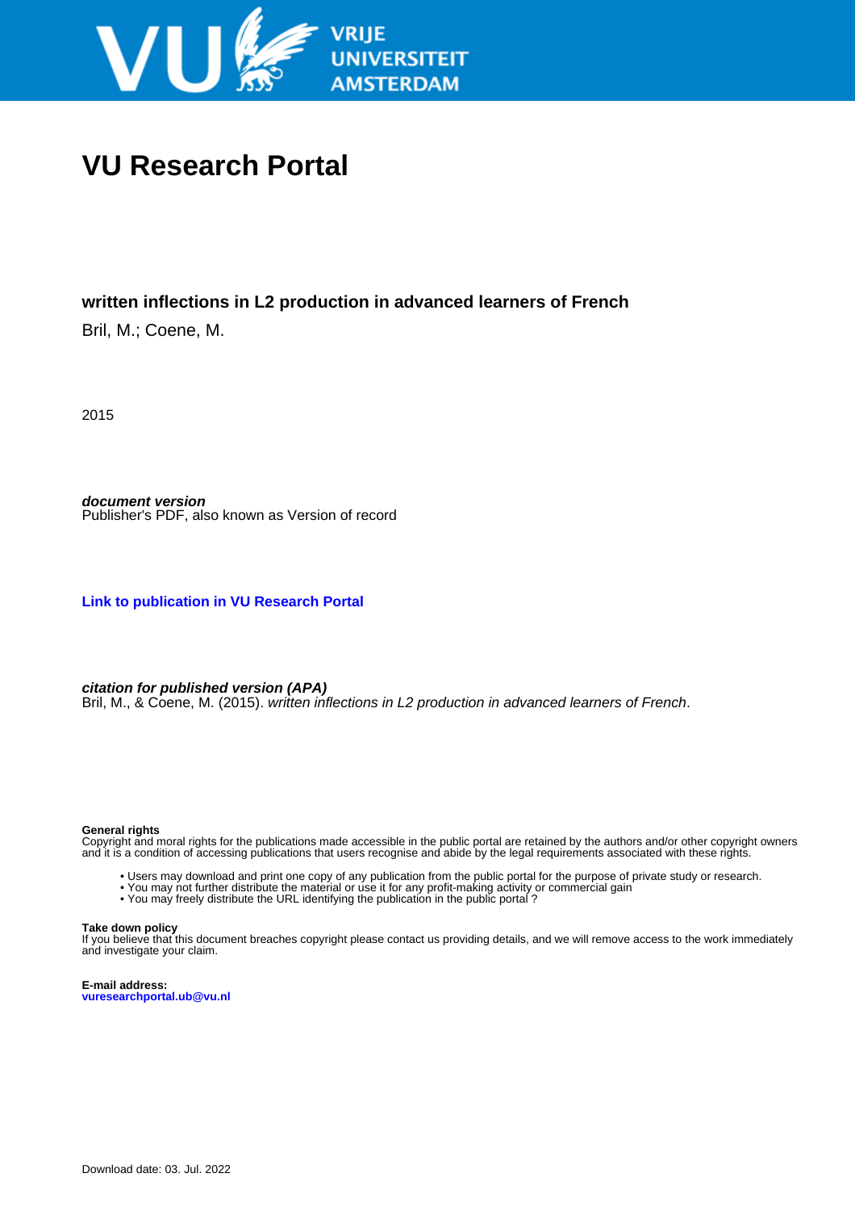VRIJE UNIVERSITEIT AMSTERDAM

# VU Research Portal

## written inflections in L2 production in advanced learners of French

Bril, M.; Coene, M.

2015

***document version***
Publisher's PDF, also known as Version of record

**Link to publication in VU Research Portal**

***citation for published version (APA)***
Bril, M., & Coene, M. (2015). *written inflections in L2 production in advanced learners of French*.

**General rights**
Copyright and moral rights for the publications made accessible in the public portal are retained by the authors and/or other copyright owners and it is a condition of accessing publications that users recognise and abide by the legal requirements associated with these rights.

- Users may download and print one copy of any publication from the public portal for the purpose of private study or research.
- You may not further distribute the material or use it for any profit-making activity or commercial gain
- You may freely distribute the URL identifying the publication in the public portal ?

**Take down policy**
If you believe that this document breaches copyright please contact us providing details, and we will remove access to the work immediately and investigate your claim.

**E-mail address:**
**vuresearchportal.ub@vu.nl**

Download date: 03. Jul. 2022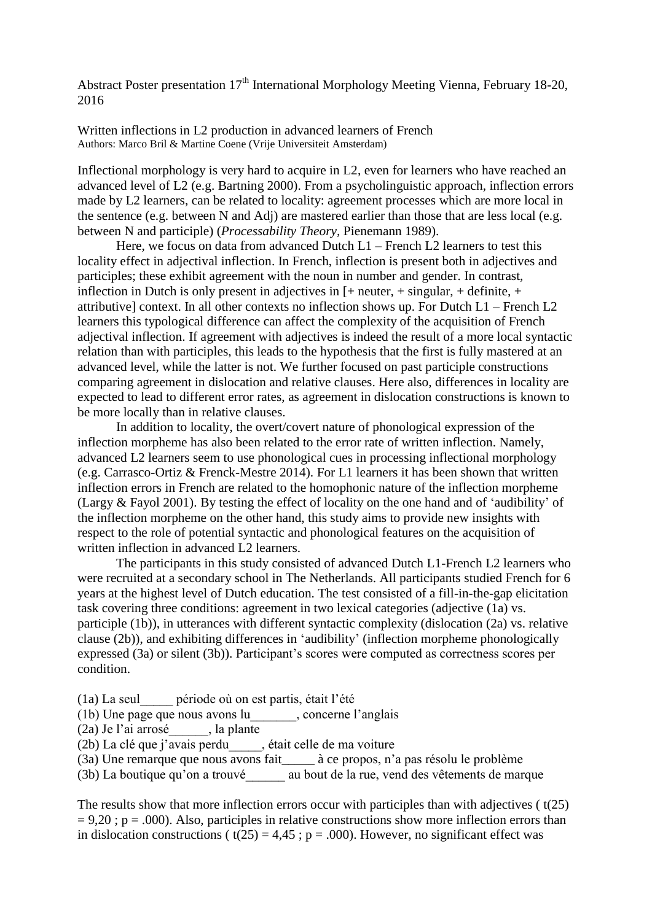Abstract Poster presentation 17th International Morphology Meeting Vienna, February 18-20, 2016

Written inflections in L2 production in advanced learners of French
Authors: Marco Bril & Martine Coene (Vrije Universiteit Amsterdam)

Inflectional morphology is very hard to acquire in L2, even for learners who have reached an advanced level of L2 (e.g. Bartning 2000). From a psycholinguistic approach, inflection errors made by L2 learners, can be related to locality: agreement processes which are more local in the sentence (e.g. between N and Adj) are mastered earlier than those that are less local (e.g. between N and participle) (*Processability Theory,* Pienemann 1989).

Here, we focus on data from advanced Dutch L1 – French L2 learners to test this locality effect in adjectival inflection. In French, inflection is present both in adjectives and participles; these exhibit agreement with the noun in number and gender. In contrast, inflection in Dutch is only present in adjectives in [+ neuter, + singular, + definite, + attributive] context. In all other contexts no inflection shows up. For Dutch L1 – French L2 learners this typological difference can affect the complexity of the acquisition of French adjectival inflection. If agreement with adjectives is indeed the result of a more local syntactic relation than with participles, this leads to the hypothesis that the first is fully mastered at an advanced level, while the latter is not. We further focused on past participle constructions comparing agreement in dislocation and relative clauses. Here also, differences in locality are expected to lead to different error rates, as agreement in dislocation constructions is known to be more locally than in relative clauses.

In addition to locality, the overt/covert nature of phonological expression of the inflection morpheme has also been related to the error rate of written inflection. Namely, advanced L2 learners seem to use phonological cues in processing inflectional morphology (e.g. Carrasco-Ortiz & Frenck-Mestre 2014). For L1 learners it has been shown that written inflection errors in French are related to the homophonic nature of the inflection morpheme (Largy & Fayol 2001). By testing the effect of locality on the one hand and of 'audibility' of the inflection morpheme on the other hand, this study aims to provide new insights with respect to the role of potential syntactic and phonological features on the acquisition of written inflection in advanced L2 learners.

The participants in this study consisted of advanced Dutch L1-French L2 learners who were recruited at a secondary school in The Netherlands. All participants studied French for 6 years at the highest level of Dutch education. The test consisted of a fill-in-the-gap elicitation task covering three conditions: agreement in two lexical categories (adjective (1a) vs. participle (1b)), in utterances with different syntactic complexity (dislocation (2a) vs. relative clause (2b)), and exhibiting differences in 'audibility' (inflection morpheme phonologically expressed (3a) or silent (3b)). Participant's scores were computed as correctness scores per condition.

(1a) La seul_____ période où on est partis, était l'été
(1b) Une page que nous avons lu_______, concerne l'anglais
(2a) Je l'ai arrosé______, la plante
(2b) La clé que j'avais perdu_____, était celle de ma voiture
(3a) Une remarque que nous avons fait_____ à ce propos, n'a pas résolu le problème
(3b) La boutique qu'on a trouvé______ au bout de la rue, vend des vêtements de marque

The results show that more inflection errors occur with participles than with adjectives ( $t(25) = 9{,}20$ ; $p = .000$). Also, participles in relative constructions show more inflection errors than in dislocation constructions ( $t(25) = 4{,}45$ ; $p = .000$). However, no significant effect was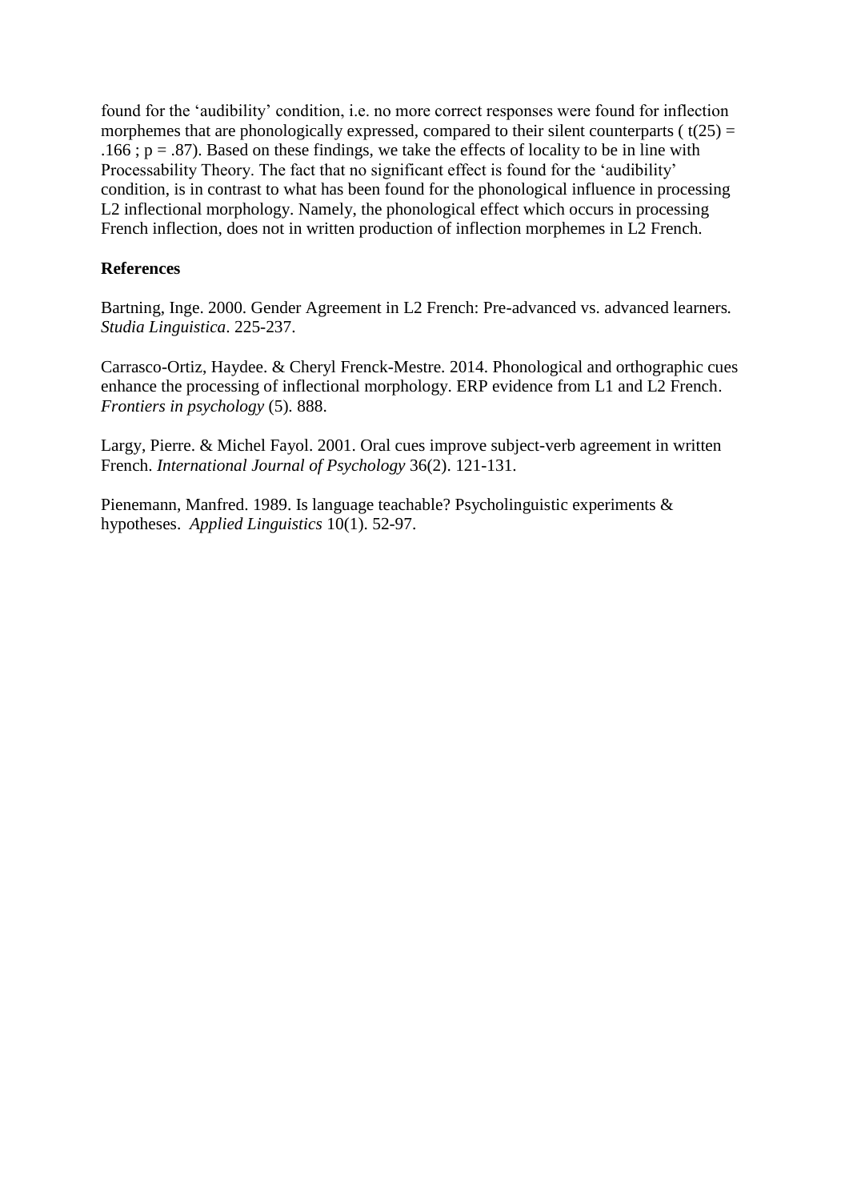found for the 'audibility' condition, i.e. no more correct responses were found for inflection morphemes that are phonologically expressed, compared to their silent counterparts ( $t(25) = .166$ ; $p = .87$). Based on these findings, we take the effects of locality to be in line with Processability Theory. The fact that no significant effect is found for the 'audibility' condition, is in contrast to what has been found for the phonological influence in processing L2 inflectional morphology. Namely, the phonological effect which occurs in processing French inflection, does not in written production of inflection morphemes in L2 French.

**References**

Bartning, Inge. 2000. Gender Agreement in L2 French: Pre-advanced vs. advanced learners. *Studia Linguistica*. 225-237.

Carrasco-Ortiz, Haydee. & Cheryl Frenck-Mestre. 2014. Phonological and orthographic cues enhance the processing of inflectional morphology. ERP evidence from L1 and L2 French. *Frontiers in psychology* (5). 888.

Largy, Pierre. & Michel Fayol. 2001. Oral cues improve subject-verb agreement in written French. *International Journal of Psychology* 36(2). 121-131.

Pienemann, Manfred. 1989. Is language teachable? Psycholinguistic experiments & hypotheses. *Applied Linguistics* 10(1). 52-97.